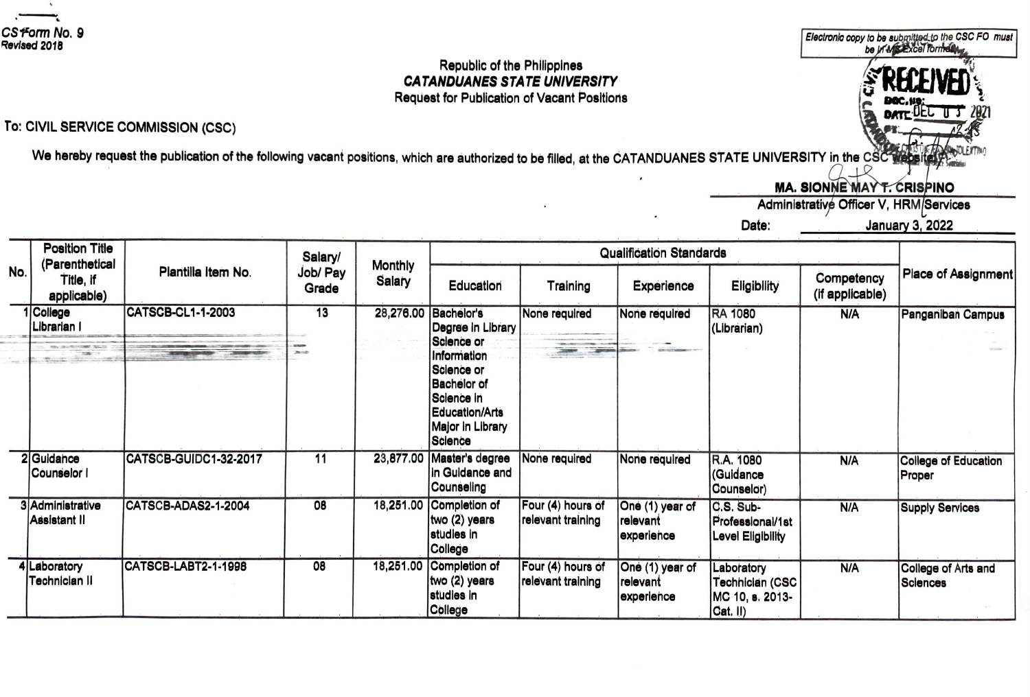CS Form No. 9
Revised 2018

Electronic copy to be submitted to the CSC FO must be in MS Excel format

Republic of the Philippines
***CATANDUANES STATE UNIVERSITY***
Request for Publication of Vacant Positions

RECEIVED
DATE: DEC 03 2021

To: CIVIL SERVICE COMMISSION (CSC)

We hereby request the publication of the following vacant positions, which are authorized to be filled, at the CATANDUANES STATE UNIVERSITY in the CSC website:

**MA. SIONNE MAY T. CRISPINO**
Administrative Officer V, HRM Services

Date: January 3, 2022

| No. | Position Title (Parenthetical Title, if applicable) | Plantilla Item No. | Salary/ Job/ Pay Grade | Monthly Salary | Qualification Standards | | | | | Place of Assignment |
|---|---|---|---|---|---|---|---|---|---|---|
| | | | | | Education | Training | Experience | Eligibility | Competency (if applicable) | |
| 1 | College Librarian I | CATSCB-CL1-1-2003 | 13 | 28,276.00 | Bachelor's Degree in Library Science or Information Science or Bachelor of Science in Education/Arts Major in Library Science | None required | None required | RA 1080 (Librarian) | N/A | Panganiban Campus |
| 2 | Guidance Counselor I | CATSCB-GUIDC1-32-2017 | 11 | 23,877.00 | Master's degree in Guidance and Counseling | None required | None required | R.A. 1080 (Guidance Counselor) | N/A | College of Education Proper |
| 3 | Administrative Assistant II | CATSCB-ADAS2-1-2004 | 08 | 18,251.00 | Completion of two (2) years studies in College | Four (4) hours of relevant training | One (1) year of relevant experience | C.S. Sub-Professional/1st Level Eligibility | N/A | Supply Services |
| 4 | Laboratory Technician II | CATSCB-LABT2-1-1998 | 08 | 18,251.00 | Completion of two (2) years studies in College | Four (4) hours of relevant training | One (1) year of relevant experience | Laboratory Technician (CSC MC 10, s. 2013-Cat. II) | N/A | College of Arts and Sciences |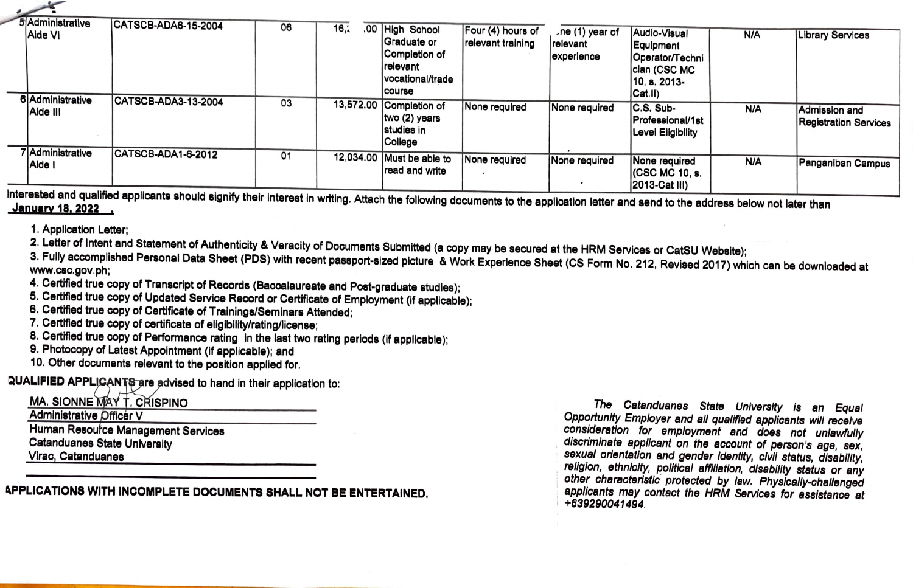| | | | | | | | | | | |
|---|---|---|---|---|---|---|---|---|---|---|
| 5 | Administrative Aide VI | CATSCB-ADA6-15-2004 | 06 | 16,:.00 | High School Graduate or Completion of relevant vocational/trade course | Four (4) hours of relevant training | One (1) year of relevant experience | Audio-Visual Equipment Operator/Technician (CSC MC 10, s. 2013-Cat.II) | N/A | Library Services |
| 6 | Administrative Aide III | CATSCB-ADA3-13-2004 | 03 | 13,572.00 | Completion of two (2) years studies in College | None required | None required | C.S. Sub-Professional/1st Level Eligibility | N/A | Admission and Registration Services |
| 7 | Administrative Aide I | CATSCB-ADA1-6-2012 | 01 | 12,034.00 | Must be able to read and write | None required | None required | None required (CSC MC 10, s. 2013-Cat III) | N/A | Panganiban Campus |

Interested and qualified applicants should signify their interest in writing. Attach the following documents to the application letter and send to the address below not later than **January 18, 2022**.

1. Application Letter;
2. Letter of Intent and Statement of Authenticity & Veracity of Documents Submitted (a copy may be secured at the HRM Services or CatSU Website);
3. Fully accomplished Personal Data Sheet (PDS) with recent passport-sized picture & Work Experience Sheet (CS Form No. 212, Revised 2017) which can be downloaded at www.csc.gov.ph;
4. Certified true copy of Transcript of Records (Baccalaureate and Post-graduate studies);
5. Certified true copy of Updated Service Record or Certificate of Employment (if applicable);
6. Certified true copy of Certificate of Trainings/Seminars Attended;
7. Certified true copy of certificate of eligibility/rating/license;
8. Certified true copy of Performance rating in the last two rating periods (if applicable);
9. Photocopy of Latest Appointment (if applicable); and
10. Other documents relevant to the position applied for.

**QUALIFIED APPLICANTS** are advised to hand in their application to:

MA. SIONNE MAY T. CRISPINO
Administrative Officer V
Human Resource Management Services
Catanduanes State University
Virac, Catanduanes

**APPLICATIONS WITH INCOMPLETE DOCUMENTS SHALL NOT BE ENTERTAINED.**

*The Catanduanes State University is an Equal Opportunity Employer and all qualified applicants will receive consideration for employment and does not unlawfully discriminate applicant on the account of person's age, sex, sexual orientation and gender identity, civil status, disability, religion, ethnicity, political affiliation, disability status or any other characteristic protected by law. Physically-challenged applicants may contact the HRM Services for assistance at +639290041494.*